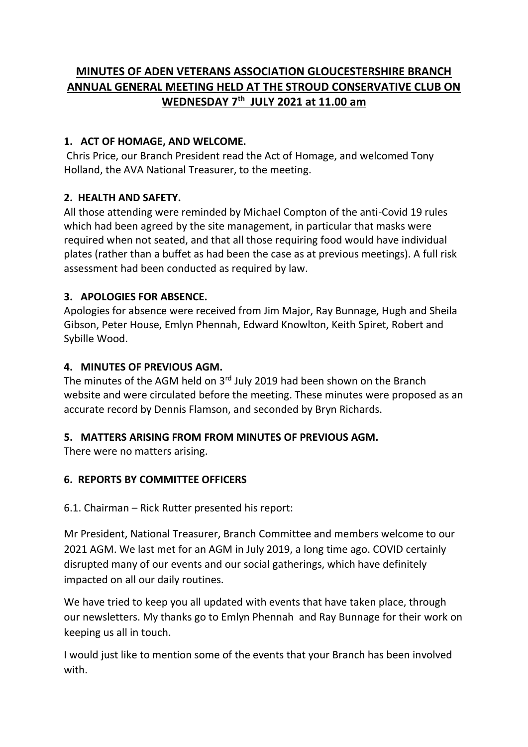# MINUTES OF ADEN VETERANS ASSOCIATION GLOUCESTERSHIRE BRANCH ANNUAL GENERAL MEETING HELD AT THE STROUD CONSERVATIVE CLUB ON WEDNESDAY 7th JULY 2021 at 11.00 am

## 1. ACT OF HOMAGE, AND WELCOME.

Chris Price, our Branch President read the Act of Homage, and welcomed Tony Holland, the AVA National Treasurer, to the meeting.

## 2. HEALTH AND SAFETY.

All those attending were reminded by Michael Compton of the anti-Covid 19 rules which had been agreed by the site management, in particular that masks were required when not seated, and that all those requiring food would have individual plates (rather than a buffet as had been the case as at previous meetings). A full risk assessment had been conducted as required by law.

## 3. APOLOGIES FOR ABSENCE.

Apologies for absence were received from Jim Major, Ray Bunnage, Hugh and Sheila Gibson, Peter House, Emlyn Phennah, Edward Knowlton, Keith Spiret, Robert and Sybille Wood.

## 4. MINUTES OF PREVIOUS AGM.

The minutes of the AGM held on 3rd July 2019 had been shown on the Branch website and were circulated before the meeting. These minutes were proposed as an accurate record by Dennis Flamson, and seconded by Bryn Richards.

## 5. MATTERS ARISING FROM FROM MINUTES OF PREVIOUS AGM.

There were no matters arising.

## 6. REPORTS BY COMMITTEE OFFICERS

6.1. Chairman – Rick Rutter presented his report:

Mr President, National Treasurer, Branch Committee and members welcome to our 2021 AGM. We last met for an AGM in July 2019, a long time ago. COVID certainly disrupted many of our events and our social gatherings, which have definitely impacted on all our daily routines.

We have tried to keep you all updated with events that have taken place, through our newsletters. My thanks go to Emlyn Phennah and Ray Bunnage for their work on keeping us all in touch.

I would just like to mention some of the events that your Branch has been involved with.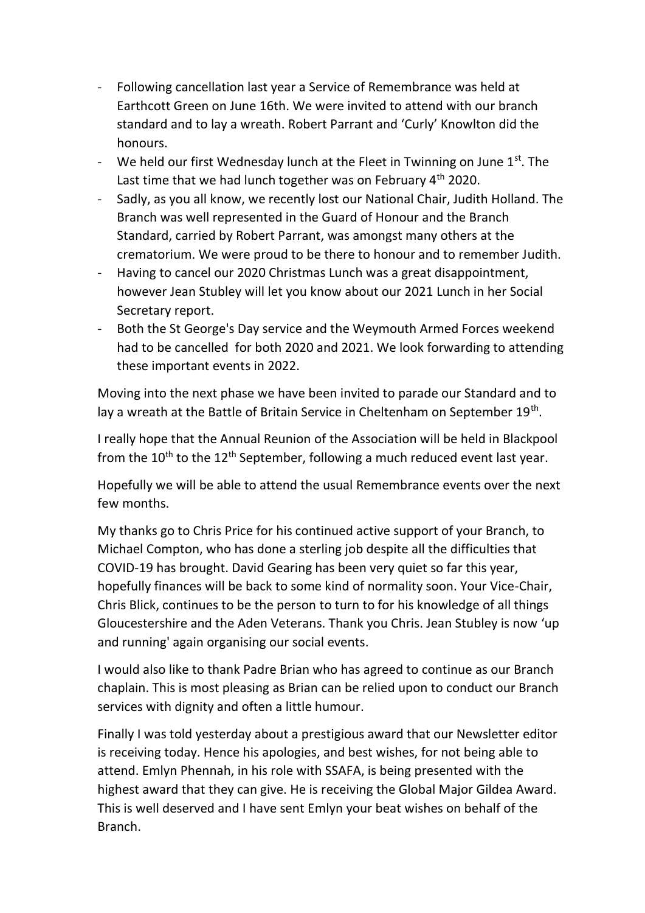- Following cancellation last year a Service of Remembrance was held at Earthcott Green on June 16th. We were invited to attend with our branch standard and to lay a wreath. Robert Parrant and 'Curly' Knowlton did the honours.
- We held our first Wednesday lunch at the Fleet in Twinning on June 1st. The Last time that we had lunch together was on February 4th 2020.
- Sadly, as you all know, we recently lost our National Chair, Judith Holland. The Branch was well represented in the Guard of Honour and the Branch Standard, carried by Robert Parrant, was amongst many others at the crematorium. We were proud to be there to honour and to remember Judith.
- Having to cancel our 2020 Christmas Lunch was a great disappointment, however Jean Stubley will let you know about our 2021 Lunch in her Social Secretary report.
- Both the St George's Day service and the Weymouth Armed Forces weekend had to be cancelled for both 2020 and 2021. We look forwarding to attending these important events in 2022.

Moving into the next phase we have been invited to parade our Standard and to lay a wreath at the Battle of Britain Service in Cheltenham on September 19th.

I really hope that the Annual Reunion of the Association will be held in Blackpool from the 10th to the 12th September, following a much reduced event last year.

Hopefully we will be able to attend the usual Remembrance events over the next few months.

My thanks go to Chris Price for his continued active support of your Branch, to Michael Compton, who has done a sterling job despite all the difficulties that COVID-19 has brought. David Gearing has been very quiet so far this year, hopefully finances will be back to some kind of normality soon. Your Vice-Chair, Chris Blick, continues to be the person to turn to for his knowledge of all things Gloucestershire and the Aden Veterans. Thank you Chris. Jean Stubley is now 'up and running' again organising our social events.

I would also like to thank Padre Brian who has agreed to continue as our Branch chaplain. This is most pleasing as Brian can be relied upon to conduct our Branch services with dignity and often a little humour.

Finally I was told yesterday about a prestigious award that our Newsletter editor is receiving today. Hence his apologies, and best wishes, for not being able to attend. Emlyn Phennah, in his role with SSAFA, is being presented with the highest award that they can give. He is receiving the Global Major Gildea Award. This is well deserved and I have sent Emlyn your beat wishes on behalf of the Branch.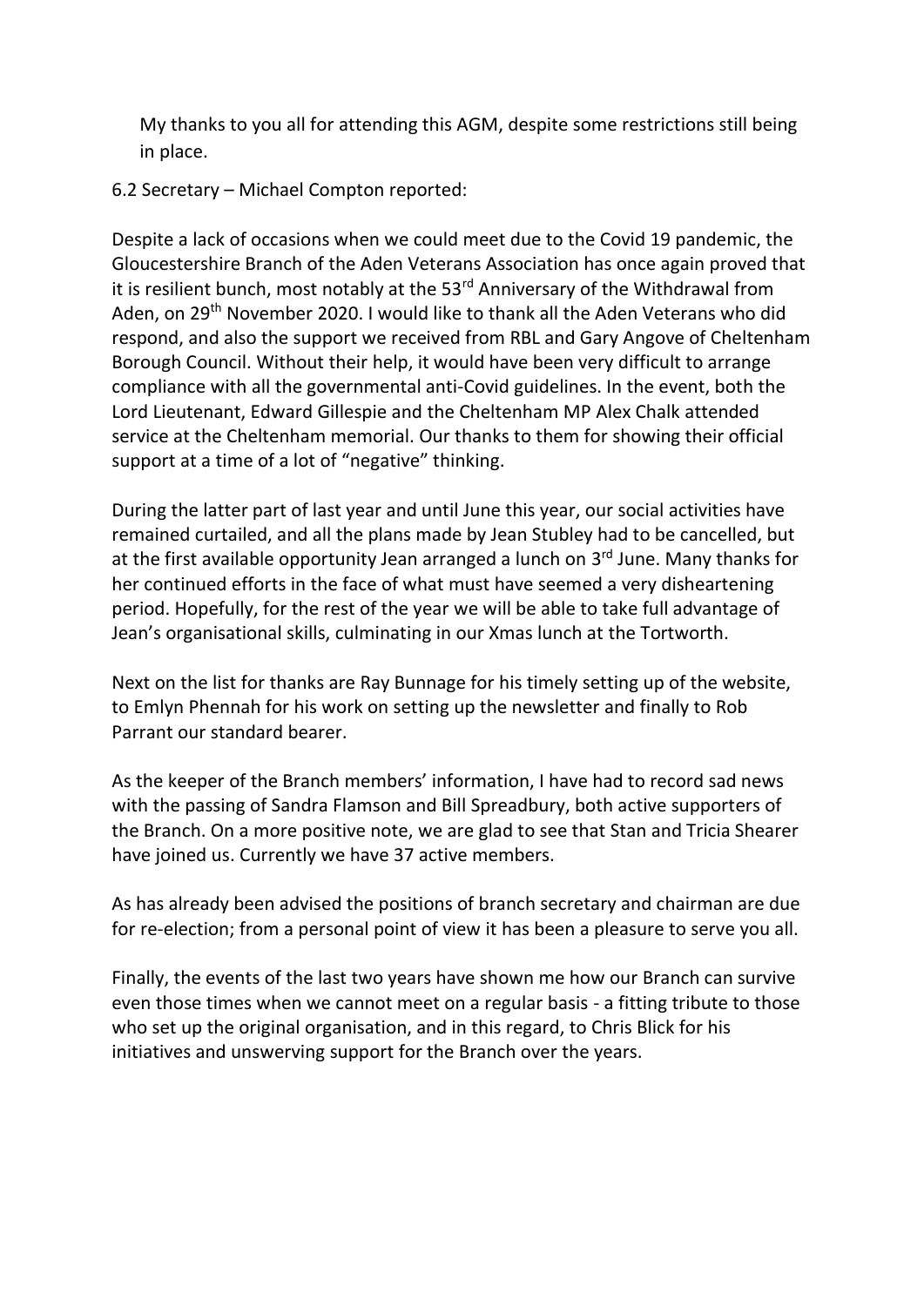My thanks to you all for attending this AGM, despite some restrictions still being in place.

6.2 Secretary – Michael Compton reported:

Despite a lack of occasions when we could meet due to the Covid 19 pandemic, the Gloucestershire Branch of the Aden Veterans Association has once again proved that it is resilient bunch, most notably at the 53rd Anniversary of the Withdrawal from Aden, on 29th November 2020. I would like to thank all the Aden Veterans who did respond, and also the support we received from RBL and Gary Angove of Cheltenham Borough Council. Without their help, it would have been very difficult to arrange compliance with all the governmental anti-Covid guidelines. In the event, both the Lord Lieutenant, Edward Gillespie and the Cheltenham MP Alex Chalk attended service at the Cheltenham memorial. Our thanks to them for showing their official support at a time of a lot of "negative" thinking.

During the latter part of last year and until June this year, our social activities have remained curtailed, and all the plans made by Jean Stubley had to be cancelled, but at the first available opportunity Jean arranged a lunch on 3rd June. Many thanks for her continued efforts in the face of what must have seemed a very disheartening period. Hopefully, for the rest of the year we will be able to take full advantage of Jean's organisational skills, culminating in our Xmas lunch at the Tortworth.

Next on the list for thanks are Ray Bunnage for his timely setting up of the website, to Emlyn Phennah for his work on setting up the newsletter and finally to Rob Parrant our standard bearer.

As the keeper of the Branch members' information, I have had to record sad news with the passing of Sandra Flamson and Bill Spreadbury, both active supporters of the Branch. On a more positive note, we are glad to see that Stan and Tricia Shearer have joined us. Currently we have 37 active members.

As has already been advised the positions of branch secretary and chairman are due for re-election; from a personal point of view it has been a pleasure to serve you all.

Finally, the events of the last two years have shown me how our Branch can survive even those times when we cannot meet on a regular basis - a fitting tribute to those who set up the original organisation, and in this regard, to Chris Blick for his initiatives and unswerving support for the Branch over the years.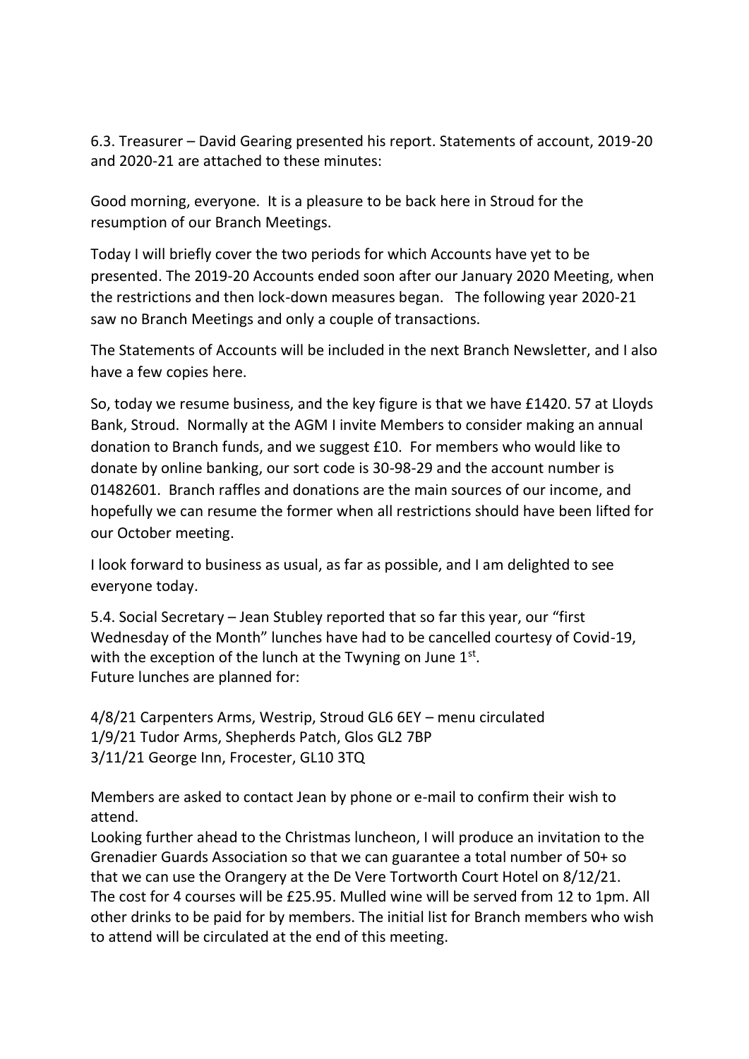6.3. Treasurer – David Gearing presented his report. Statements of account, 2019-20 and 2020-21 are attached to these minutes:

Good morning, everyone. It is a pleasure to be back here in Stroud for the resumption of our Branch Meetings.

Today I will briefly cover the two periods for which Accounts have yet to be presented. The 2019-20 Accounts ended soon after our January 2020 Meeting, when the restrictions and then lock-down measures began. The following year 2020-21 saw no Branch Meetings and only a couple of transactions.

The Statements of Accounts will be included in the next Branch Newsletter, and I also have a few copies here.

So, today we resume business, and the key figure is that we have £1420. 57 at Lloyds Bank, Stroud. Normally at the AGM I invite Members to consider making an annual donation to Branch funds, and we suggest £10. For members who would like to donate by online banking, our sort code is 30-98-29 and the account number is 01482601. Branch raffles and donations are the main sources of our income, and hopefully we can resume the former when all restrictions should have been lifted for our October meeting.

I look forward to business as usual, as far as possible, and I am delighted to see everyone today.

5.4. Social Secretary – Jean Stubley reported that so far this year, our "first Wednesday of the Month" lunches have had to be cancelled courtesy of Covid-19, with the exception of the lunch at the Twyning on June 1st.
Future lunches are planned for:

4/8/21 Carpenters Arms, Westrip, Stroud GL6 6EY – menu circulated
1/9/21 Tudor Arms, Shepherds Patch, Glos GL2 7BP
3/11/21 George Inn, Frocester, GL10 3TQ

Members are asked to contact Jean by phone or e-mail to confirm their wish to attend.
Looking further ahead to the Christmas luncheon, I will produce an invitation to the Grenadier Guards Association so that we can guarantee a total number of 50+ so that we can use the Orangery at the De Vere Tortworth Court Hotel on 8/12/21. The cost for 4 courses will be £25.95. Mulled wine will be served from 12 to 1pm. All other drinks to be paid for by members. The initial list for Branch members who wish to attend will be circulated at the end of this meeting.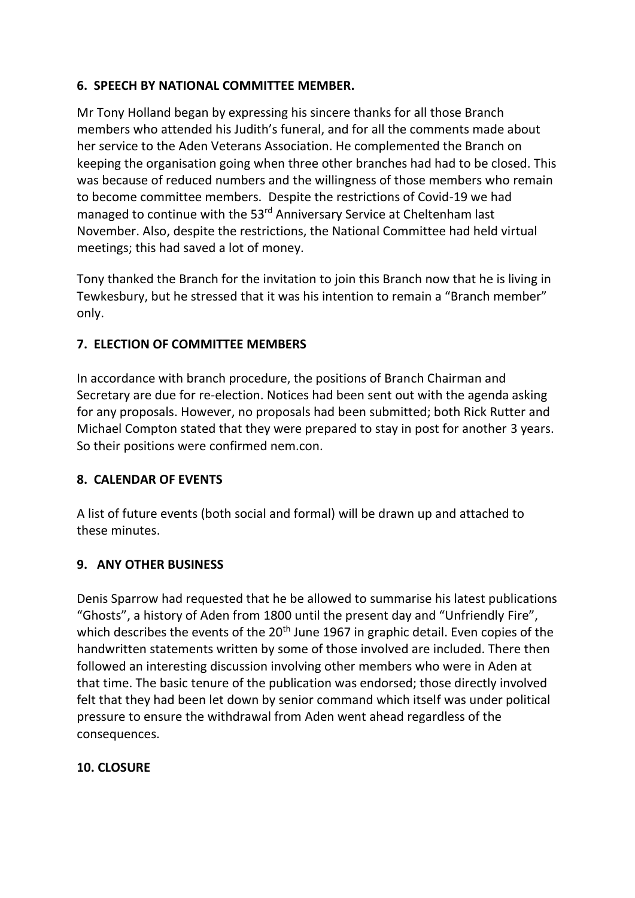**6. SPEECH BY NATIONAL COMMITTEE MEMBER.**

Mr Tony Holland began by expressing his sincere thanks for all those Branch members who attended his Judith's funeral, and for all the comments made about her service to the Aden Veterans Association. He complemented the Branch on keeping the organisation going when three other branches had had to be closed. This was because of reduced numbers and the willingness of those members who remain to become committee members. Despite the restrictions of Covid-19 we had managed to continue with the 53rd Anniversary Service at Cheltenham last November. Also, despite the restrictions, the National Committee had held virtual meetings; this had saved a lot of money.

Tony thanked the Branch for the invitation to join this Branch now that he is living in Tewkesbury, but he stressed that it was his intention to remain a "Branch member" only.

**7. ELECTION OF COMMITTEE MEMBERS**

In accordance with branch procedure, the positions of Branch Chairman and Secretary are due for re-election. Notices had been sent out with the agenda asking for any proposals. However, no proposals had been submitted; both Rick Rutter and Michael Compton stated that they were prepared to stay in post for another 3 years. So their positions were confirmed nem.con.

**8. CALENDAR OF EVENTS**

A list of future events (both social and formal) will be drawn up and attached to these minutes.

**9. ANY OTHER BUSINESS**

Denis Sparrow had requested that he be allowed to summarise his latest publications "Ghosts", a history of Aden from 1800 until the present day and "Unfriendly Fire", which describes the events of the 20th June 1967 in graphic detail. Even copies of the handwritten statements written by some of those involved are included. There then followed an interesting discussion involving other members who were in Aden at that time. The basic tenure of the publication was endorsed; those directly involved felt that they had been let down by senior command which itself was under political pressure to ensure the withdrawal from Aden went ahead regardless of the consequences.

**10. CLOSURE**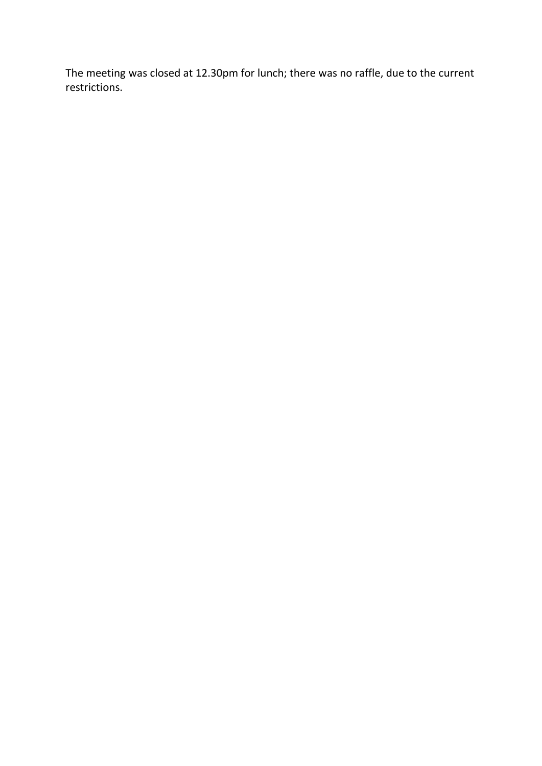The meeting was closed at 12.30pm for lunch; there was no raffle, due to the current restrictions.